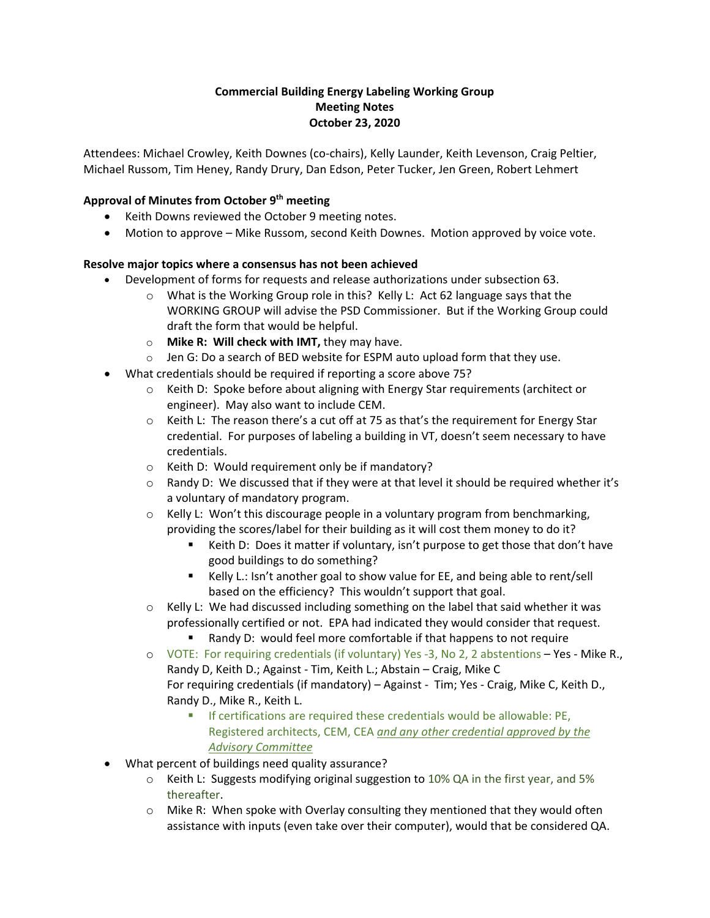**Commercial Building Energy Labeling Working Group**
**Meeting Notes**
**October 23, 2020**

Attendees: Michael Crowley, Keith Downes (co-chairs), Kelly Launder, Keith Levenson, Craig Peltier, Michael Russom, Tim Heney, Randy Drury, Dan Edson, Peter Tucker, Jen Green, Robert Lehmert

**Approval of Minutes from October 9th meeting**

- Keith Downs reviewed the October 9 meeting notes.
- Motion to approve – Mike Russom, second Keith Downes. Motion approved by voice vote.

**Resolve major topics where a consensus has not been achieved**

- Development of forms for requests and release authorizations under subsection 63.
  - What is the Working Group role in this? Kelly L: Act 62 language says that the WORKING GROUP will advise the PSD Commissioner. But if the Working Group could draft the form that would be helpful.
  - **Mike R: Will check with IMT,** they may have.
  - Jen G: Do a search of BED website for ESPM auto upload form that they use.
- What credentials should be required if reporting a score above 75?
  - Keith D: Spoke before about aligning with Energy Star requirements (architect or engineer). May also want to include CEM.
  - Keith L: The reason there's a cut off at 75 as that's the requirement for Energy Star credential. For purposes of labeling a building in VT, doesn't seem necessary to have credentials.
  - Keith D: Would requirement only be if mandatory?
  - Randy D: We discussed that if they were at that level it should be required whether it's a voluntary of mandatory program.
  - Kelly L: Won't this discourage people in a voluntary program from benchmarking, providing the scores/label for their building as it will cost them money to do it?
    - Keith D: Does it matter if voluntary, isn't purpose to get those that don't have good buildings to do something?
    - Kelly L.: Isn't another goal to show value for EE, and being able to rent/sell based on the efficiency? This wouldn't support that goal.
  - Kelly L: We had discussed including something on the label that said whether it was professionally certified or not. EPA had indicated they would consider that request.
    - Randy D: would feel more comfortable if that happens to not require
  - VOTE: For requiring credentials (if voluntary) Yes -3, No 2, 2 abstentions – Yes - Mike R., Randy D, Keith D.; Against - Tim, Keith L.; Abstain – Craig, Mike C
    For requiring credentials (if mandatory) – Against - Tim; Yes - Craig, Mike C, Keith D., Randy D., Mike R., Keith L.
    - If certifications are required these credentials would be allowable: PE, Registered architects, CEM, CEA *and any other credential approved by the Advisory Committee*
- What percent of buildings need quality assurance?
  - Keith L: Suggests modifying original suggestion to 10% QA in the first year, and 5% thereafter.
  - Mike R: When spoke with Overlay consulting they mentioned that they would often assistance with inputs (even take over their computer), would that be considered QA.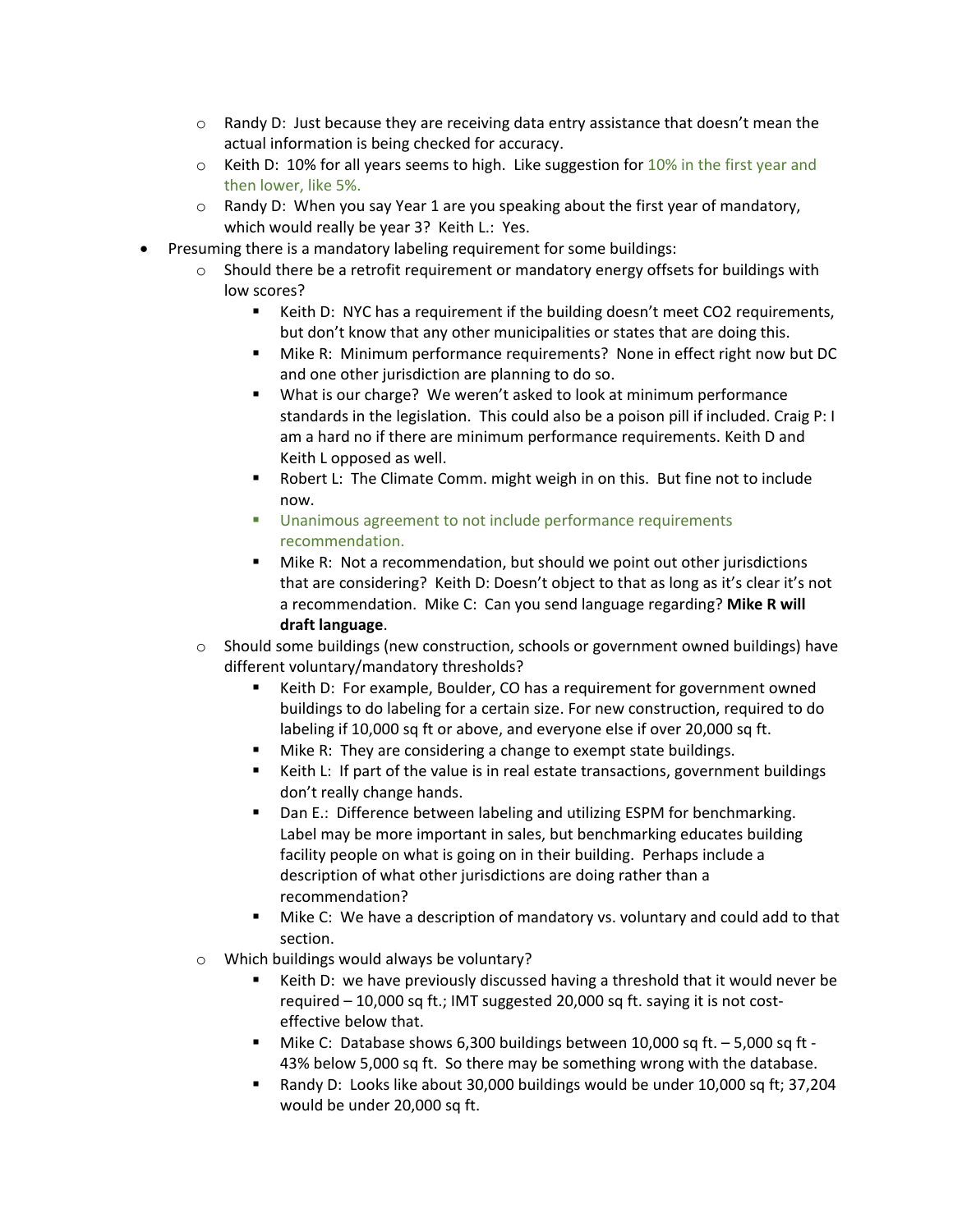- Randy D: Just because they are receiving data entry assistance that doesn't mean the actual information is being checked for accuracy.
  - Keith D: 10% for all years seems to high. Like suggestion for 10% in the first year and then lower, like 5%.
  - Randy D: When you say Year 1 are you speaking about the first year of mandatory, which would really be year 3? Keith L.: Yes.
- Presuming there is a mandatory labeling requirement for some buildings:
  - Should there be a retrofit requirement or mandatory energy offsets for buildings with low scores?
    - Keith D: NYC has a requirement if the building doesn't meet CO2 requirements, but don't know that any other municipalities or states that are doing this.
    - Mike R: Minimum performance requirements? None in effect right now but DC and one other jurisdiction are planning to do so.
    - What is our charge? We weren't asked to look at minimum performance standards in the legislation. This could also be a poison pill if included. Craig P: I am a hard no if there are minimum performance requirements. Keith D and Keith L opposed as well.
    - Robert L: The Climate Comm. might weigh in on this. But fine not to include now.
    - Unanimous agreement to not include performance requirements recommendation.
    - Mike R: Not a recommendation, but should we point out other jurisdictions that are considering? Keith D: Doesn't object to that as long as it's clear it's not a recommendation. Mike C: Can you send language regarding? **Mike R will draft language**.
  - Should some buildings (new construction, schools or government owned buildings) have different voluntary/mandatory thresholds?
    - Keith D: For example, Boulder, CO has a requirement for government owned buildings to do labeling for a certain size. For new construction, required to do labeling if 10,000 sq ft or above, and everyone else if over 20,000 sq ft.
    - Mike R: They are considering a change to exempt state buildings.
    - Keith L: If part of the value is in real estate transactions, government buildings don't really change hands.
    - Dan E.: Difference between labeling and utilizing ESPM for benchmarking. Label may be more important in sales, but benchmarking educates building facility people on what is going on in their building. Perhaps include a description of what other jurisdictions are doing rather than a recommendation?
    - Mike C: We have a description of mandatory vs. voluntary and could add to that section.
  - Which buildings would always be voluntary?
    - Keith D: we have previously discussed having a threshold that it would never be required – 10,000 sq ft.; IMT suggested 20,000 sq ft. saying it is not cost-effective below that.
    - Mike C: Database shows 6,300 buildings between 10,000 sq ft. – 5,000 sq ft - 43% below 5,000 sq ft. So there may be something wrong with the database.
    - Randy D: Looks like about 30,000 buildings would be under 10,000 sq ft; 37,204 would be under 20,000 sq ft.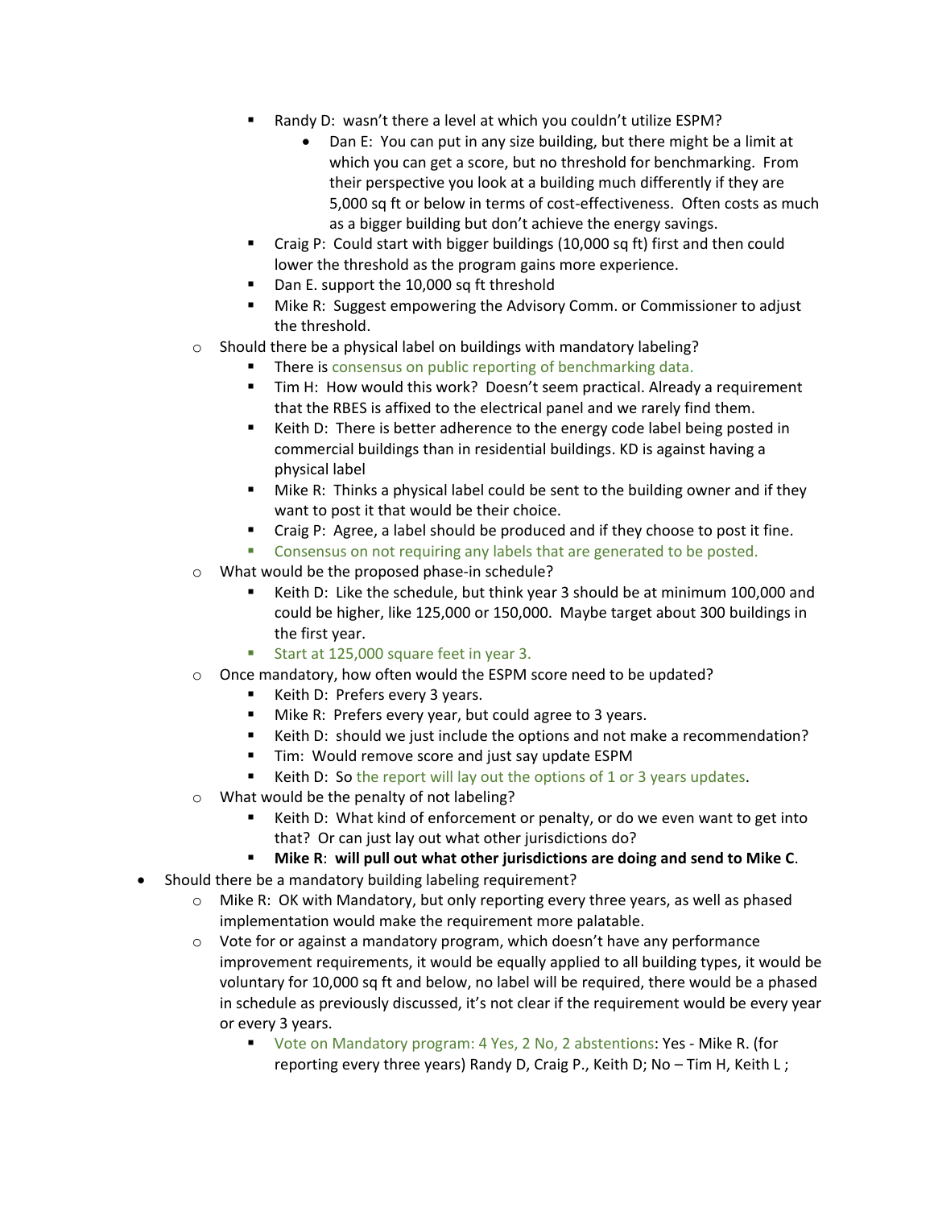- Randy D: wasn't there a level at which you couldn't utilize ESPM?
            - Dan E: You can put in any size building, but there might be a limit at which you can get a score, but no threshold for benchmarking. From their perspective you look at a building much differently if they are 5,000 sq ft or below in terms of cost-effectiveness. Often costs as much as a bigger building but don't achieve the energy savings.
        - Craig P: Could start with bigger buildings (10,000 sq ft) first and then could lower the threshold as the program gains more experience.
        - Dan E. support the 10,000 sq ft threshold
        - Mike R: Suggest empowering the Advisory Comm. or Commissioner to adjust the threshold.
    - Should there be a physical label on buildings with mandatory labeling?
        - There is consensus on public reporting of benchmarking data.
        - Tim H: How would this work? Doesn't seem practical. Already a requirement that the RBES is affixed to the electrical panel and we rarely find them.
        - Keith D: There is better adherence to the energy code label being posted in commercial buildings than in residential buildings. KD is against having a physical label
        - Mike R: Thinks a physical label could be sent to the building owner and if they want to post it that would be their choice.
        - Craig P: Agree, a label should be produced and if they choose to post it fine.
        - Consensus on not requiring any labels that are generated to be posted.
    - What would be the proposed phase-in schedule?
        - Keith D: Like the schedule, but think year 3 should be at minimum 100,000 and could be higher, like 125,000 or 150,000. Maybe target about 300 buildings in the first year.
        - Start at 125,000 square feet in year 3.
    - Once mandatory, how often would the ESPM score need to be updated?
        - Keith D: Prefers every 3 years.
        - Mike R: Prefers every year, but could agree to 3 years.
        - Keith D: should we just include the options and not make a recommendation?
        - Tim: Would remove score and just say update ESPM
        - Keith D: So the report will lay out the options of 1 or 3 years updates.
    - What would be the penalty of not labeling?
        - Keith D: What kind of enforcement or penalty, or do we even want to get into that? Or can just lay out what other jurisdictions do?
        - **Mike R: will pull out what other jurisdictions are doing and send to Mike C.**
- Should there be a mandatory building labeling requirement?
    - Mike R: OK with Mandatory, but only reporting every three years, as well as phased implementation would make the requirement more palatable.
    - Vote for or against a mandatory program, which doesn't have any performance improvement requirements, it would be equally applied to all building types, it would be voluntary for 10,000 sq ft and below, no label will be required, there would be a phased in schedule as previously discussed, it's not clear if the requirement would be every year or every 3 years.
        - Vote on Mandatory program: 4 Yes, 2 No, 2 abstentions: Yes - Mike R. (for reporting every three years) Randy D, Craig P., Keith D; No – Tim H, Keith L ;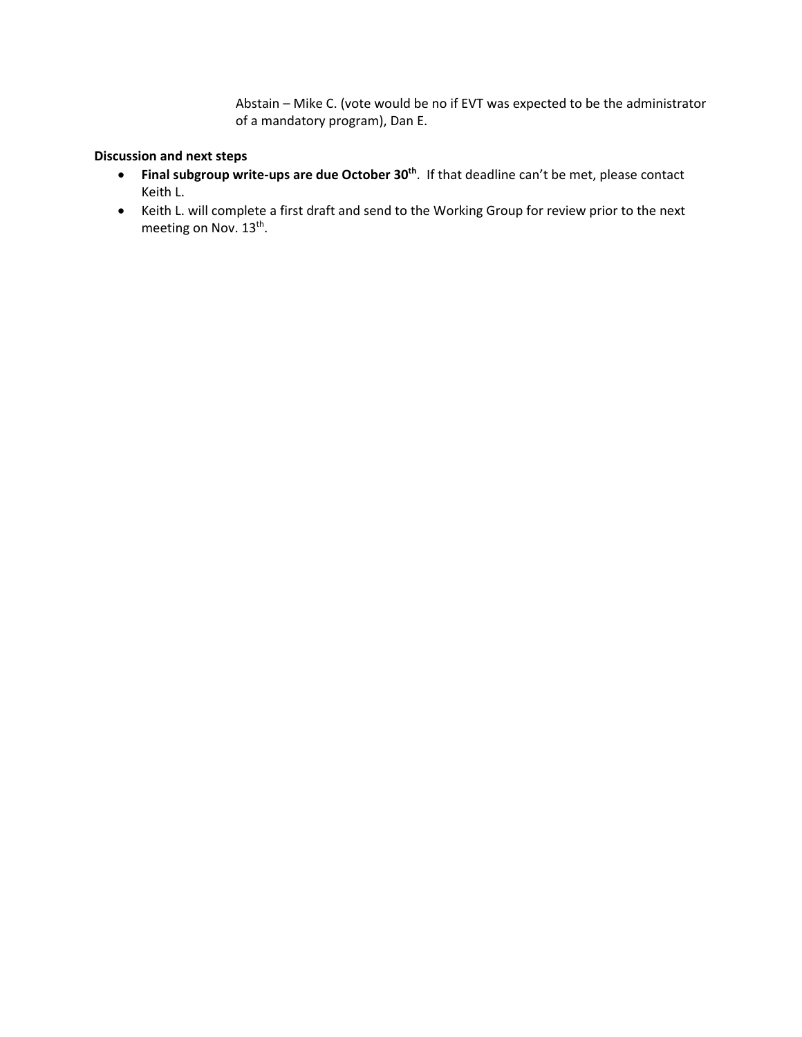Abstain – Mike C. (vote would be no if EVT was expected to be the administrator of a mandatory program), Dan E.

**Discussion and next steps**

- **Final subgroup write-ups are due October 30th**. If that deadline can't be met, please contact Keith L.
- Keith L. will complete a first draft and send to the Working Group for review prior to the next meeting on Nov. 13th.